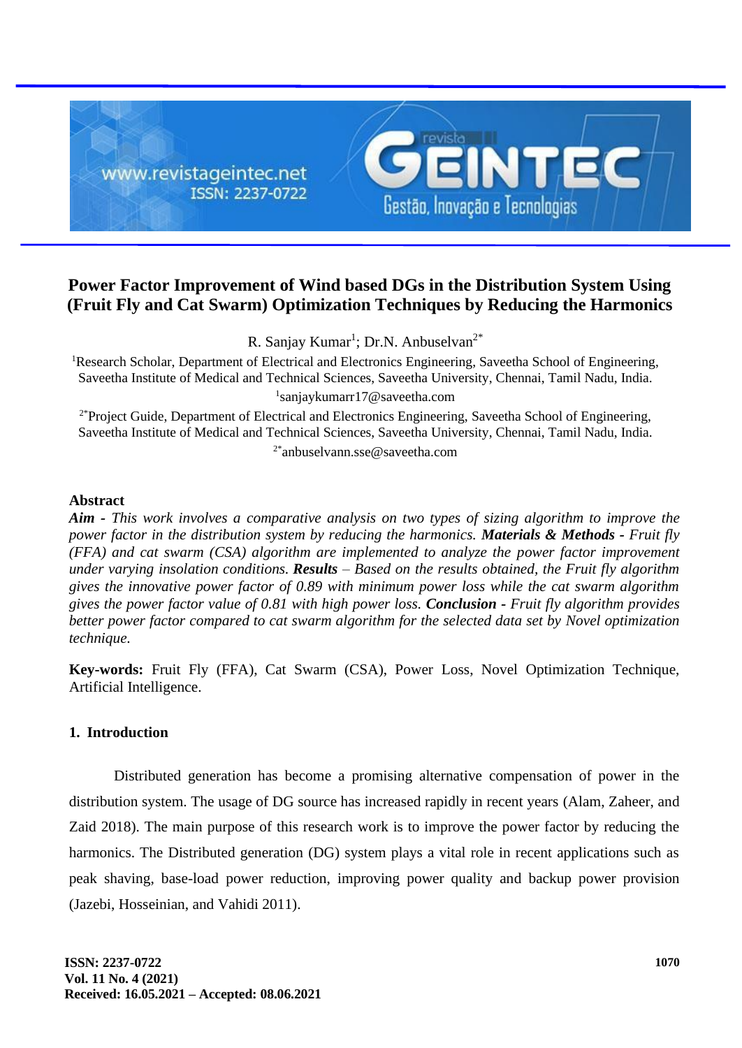# Power Factor Improvement of Wind based DGs in the Distribution System Using (Fruit Fly and Cat Swarm) Optimization Techniques by Reducing the Harmonics

R. Sanjay Kumar[1]; Dr.N. Anbuselvan[2*]

[1]Research Scholar, Department of Electrical and Electronics Engineering, Saveetha School of Engineering, Saveetha Institute of Medical and Technical Sciences, Saveetha University, Chennai, Tamil Nadu, India.
[1]sanjaykumarr17@saveetha.com

[2*]Project Guide, Department of Electrical and Electronics Engineering, Saveetha School of Engineering, Saveetha Institute of Medical and Technical Sciences, Saveetha University, Chennai, Tamil Nadu, India.
[2*]anbuselvann.sse@saveetha.com

## Abstract

***Aim** - This work involves a comparative analysis on two types of sizing algorithm to improve the power factor in the distribution system by reducing the harmonics. **Materials & Methods** - Fruit fly (FFA) and cat swarm (CSA) algorithm are implemented to analyze the power factor improvement under varying insolation conditions. **Results** – Based on the results obtained, the Fruit fly algorithm gives the innovative power factor of 0.89 with minimum power loss while the cat swarm algorithm gives the power factor value of 0.81 with high power loss. **Conclusion** - Fruit fly algorithm provides better power factor compared to cat swarm algorithm for the selected data set by Novel optimization technique.*

**Key-words:** Fruit Fly (FFA), Cat Swarm (CSA), Power Loss, Novel Optimization Technique, Artificial Intelligence.

## 1. Introduction

Distributed generation has become a promising alternative compensation of power in the distribution system. The usage of DG source has increased rapidly in recent years (Alam, Zaheer, and Zaid 2018). The main purpose of this research work is to improve the power factor by reducing the harmonics. The Distributed generation (DG) system plays a vital role in recent applications such as peak shaving, base-load power reduction, improving power quality and backup power provision (Jazebi, Hosseinian, and Vahidi 2011).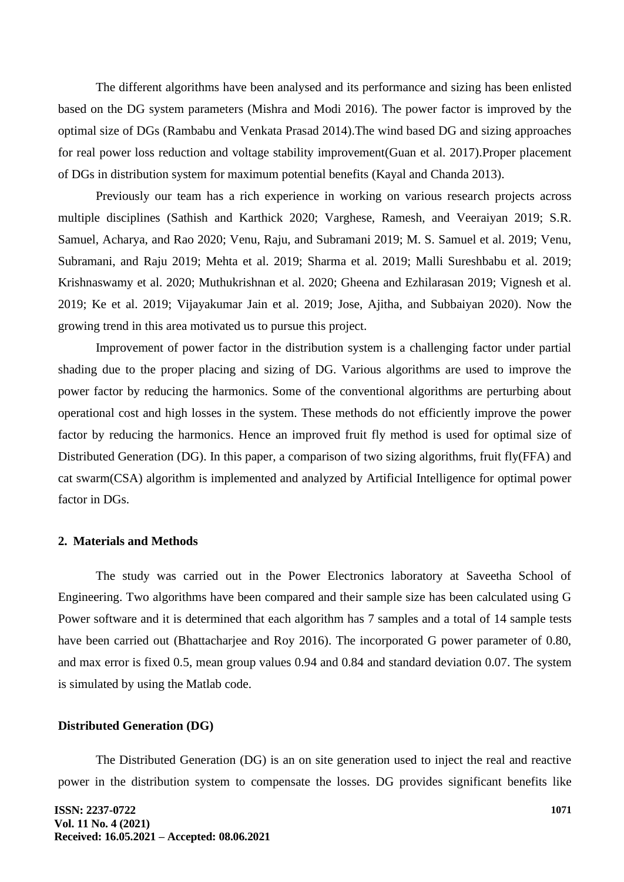The different algorithms have been analysed and its performance and sizing has been enlisted based on the DG system parameters (Mishra and Modi 2016). The power factor is improved by the optimal size of DGs (Rambabu and Venkata Prasad 2014).The wind based DG and sizing approaches for real power loss reduction and voltage stability improvement(Guan et al. 2017).Proper placement of DGs in distribution system for maximum potential benefits (Kayal and Chanda 2013).

Previously our team has a rich experience in working on various research projects across multiple disciplines (Sathish and Karthick 2020; Varghese, Ramesh, and Veeraiyan 2019; S.R. Samuel, Acharya, and Rao 2020; Venu, Raju, and Subramani 2019; M. S. Samuel et al. 2019; Venu, Subramani, and Raju 2019; Mehta et al. 2019; Sharma et al. 2019; Malli Sureshbabu et al. 2019; Krishnaswamy et al. 2020; Muthukrishnan et al. 2020; Gheena and Ezhilarasan 2019; Vignesh et al. 2019; Ke et al. 2019; Vijayakumar Jain et al. 2019; Jose, Ajitha, and Subbaiyan 2020). Now the growing trend in this area motivated us to pursue this project.

Improvement of power factor in the distribution system is a challenging factor under partial shading due to the proper placing and sizing of DG. Various algorithms are used to improve the power factor by reducing the harmonics. Some of the conventional algorithms are perturbing about operational cost and high losses in the system. These methods do not efficiently improve the power factor by reducing the harmonics. Hence an improved fruit fly method is used for optimal size of Distributed Generation (DG). In this paper, a comparison of two sizing algorithms, fruit fly(FFA) and cat swarm(CSA) algorithm is implemented and analyzed by Artificial Intelligence for optimal power factor in DGs.

## 2. Materials and Methods

The study was carried out in the Power Electronics laboratory at Saveetha School of Engineering. Two algorithms have been compared and their sample size has been calculated using G Power software and it is determined that each algorithm has 7 samples and a total of 14 sample tests have been carried out (Bhattacharjee and Roy 2016). The incorporated G power parameter of 0.80, and max error is fixed 0.5, mean group values 0.94 and 0.84 and standard deviation 0.07. The system is simulated by using the Matlab code.

### Distributed Generation (DG)

The Distributed Generation (DG) is an on site generation used to inject the real and reactive power in the distribution system to compensate the losses. DG provides significant benefits like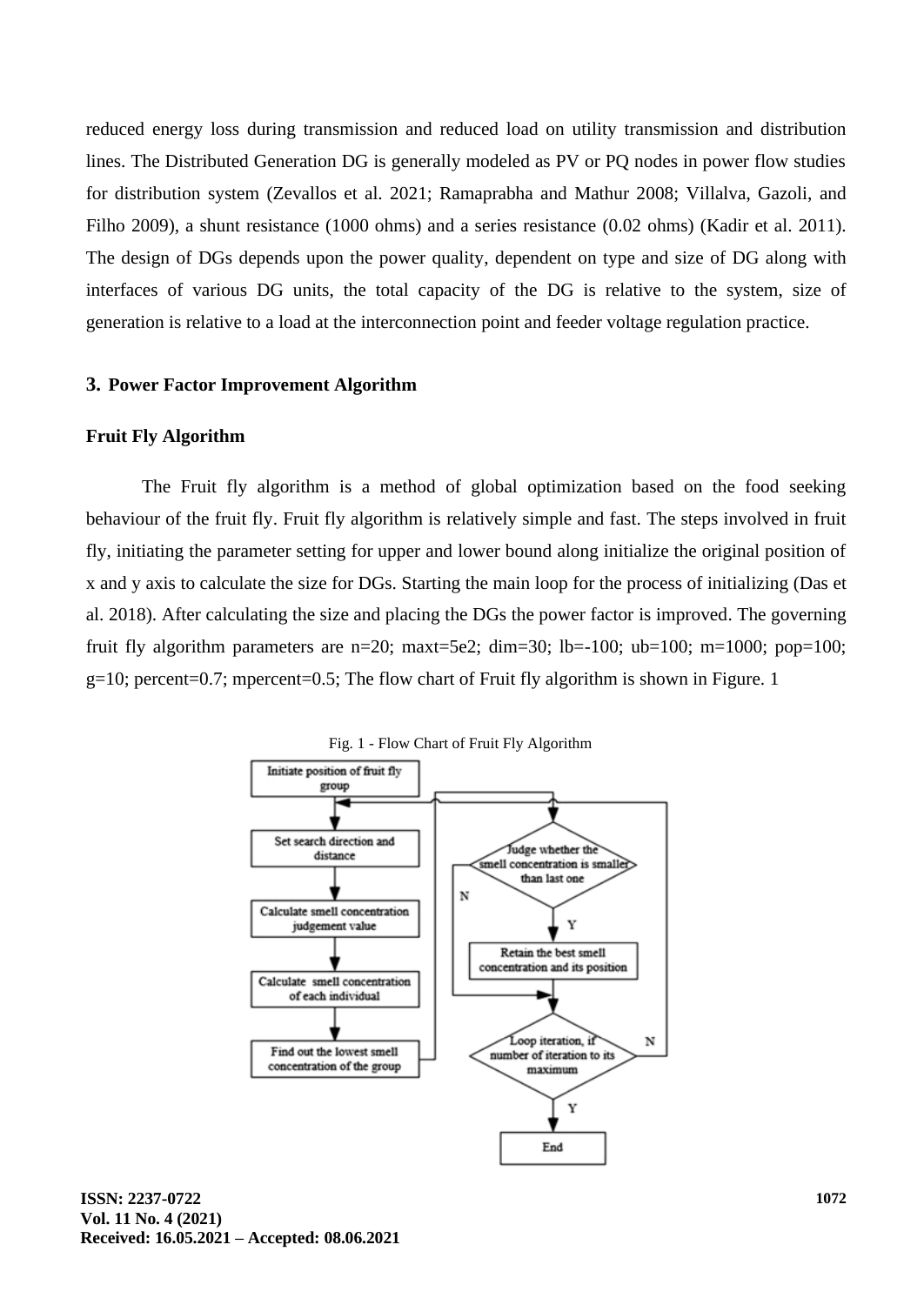reduced energy loss during transmission and reduced load on utility transmission and distribution lines. The Distributed Generation DG is generally modeled as PV or PQ nodes in power flow studies for distribution system (Zevallos et al. 2021; Ramaprabha and Mathur 2008; Villalva, Gazoli, and Filho 2009), a shunt resistance (1000 ohms) and a series resistance (0.02 ohms) (Kadir et al. 2011). The design of DGs depends upon the power quality, dependent on type and size of DG along with interfaces of various DG units, the total capacity of the DG is relative to the system, size of generation is relative to a load at the interconnection point and feeder voltage regulation practice.

## 3. Power Factor Improvement Algorithm

### Fruit Fly Algorithm

The Fruit fly algorithm is a method of global optimization based on the food seeking behaviour of the fruit fly. Fruit fly algorithm is relatively simple and fast. The steps involved in fruit fly, initiating the parameter setting for upper and lower bound along initialize the original position of x and y axis to calculate the size for DGs. Starting the main loop for the process of initializing (Das et al. 2018). After calculating the size and placing the DGs the power factor is improved. The governing fruit fly algorithm parameters are n=20; maxt=5e2; dim=30; lb=-100; ub=100; m=1000; pop=100; g=10; percent=0.7; mpercent=0.5; The flow chart of Fruit fly algorithm is shown in Figure. 1

Fig. 1 - Flow Chart of Fruit Fly Algorithm

Initiate position of fruit fly group

Set search direction and distance

Calculate smell concentration judgement value

Calculate smell concentration of each individual

Find out the lowest smell concentration of the group

Judge whether the smell concentration is smaller than last one

N

Y

Retain the best smell concentration and its position

Loop iteration, if number of iteration to its maximum

N

Y

End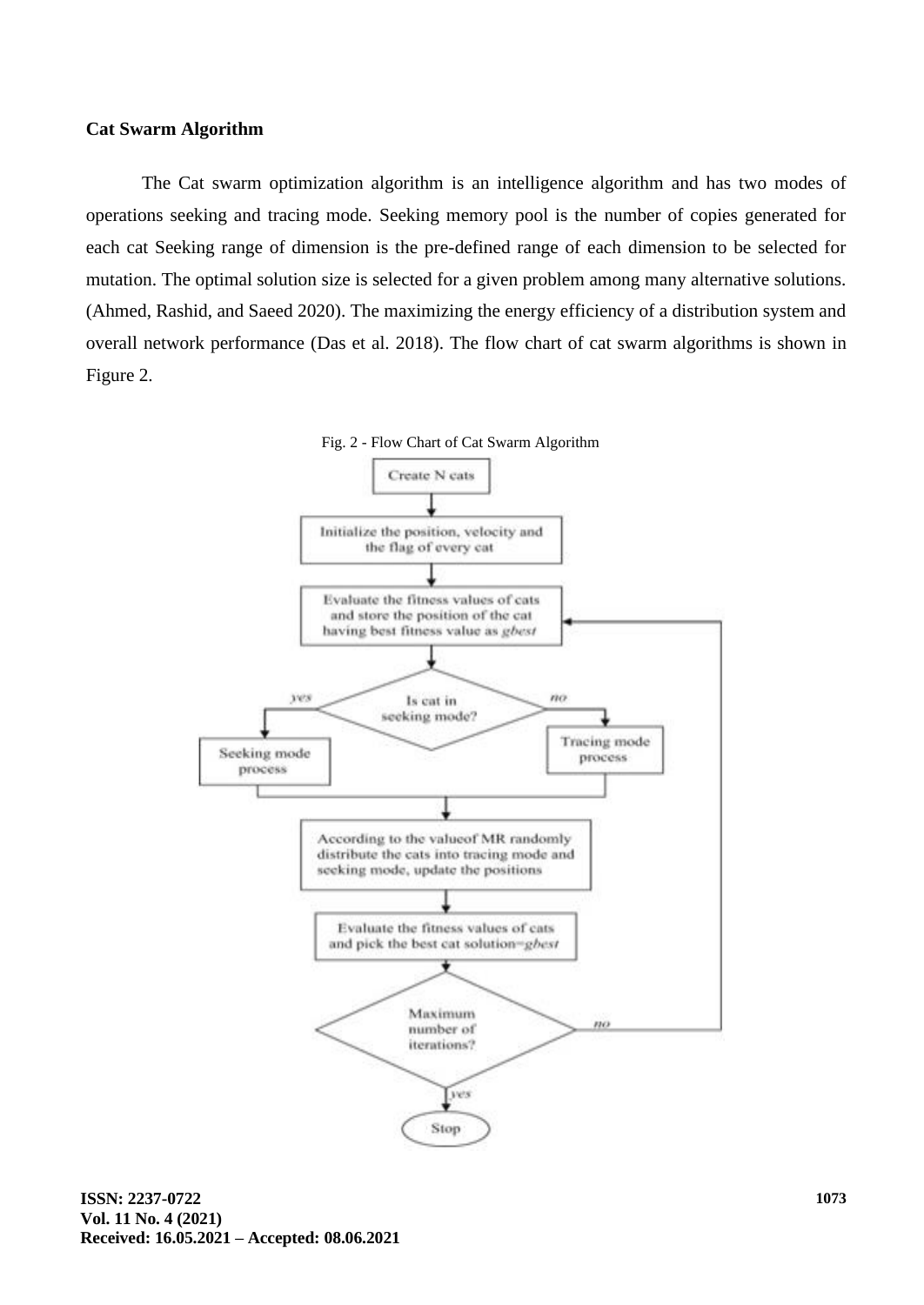**Cat Swarm Algorithm**

The Cat swarm optimization algorithm is an intelligence algorithm and has two modes of operations seeking and tracing mode. Seeking memory pool is the number of copies generated for each cat Seeking range of dimension is the pre-defined range of each dimension to be selected for mutation. The optimal solution size is selected for a given problem among many alternative solutions. (Ahmed, Rashid, and Saeed 2020). The maximizing the energy efficiency of a distribution system and overall network performance (Das et al. 2018). The flow chart of cat swarm algorithms is shown in Figure 2.

Fig. 2 - Flow Chart of Cat Swarm Algorithm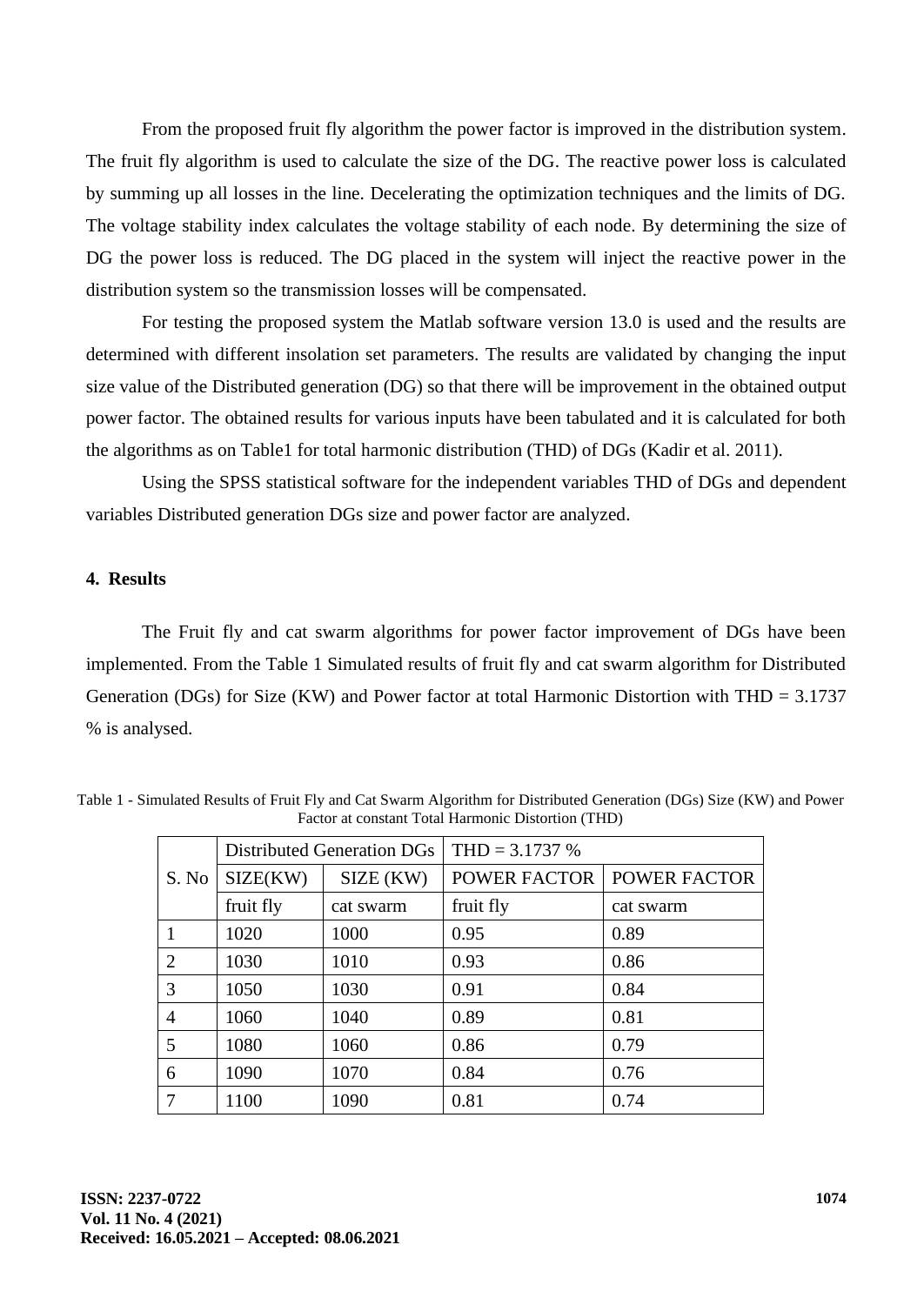From the proposed fruit fly algorithm the power factor is improved in the distribution system. The fruit fly algorithm is used to calculate the size of the DG. The reactive power loss is calculated by summing up all losses in the line. Decelerating the optimization techniques and the limits of DG. The voltage stability index calculates the voltage stability of each node. By determining the size of DG the power loss is reduced. The DG placed in the system will inject the reactive power in the distribution system so the transmission losses will be compensated.

For testing the proposed system the Matlab software version 13.0 is used and the results are determined with different insolation set parameters. The results are validated by changing the input size value of the Distributed generation (DG) so that there will be improvement in the obtained output power factor. The obtained results for various inputs have been tabulated and it is calculated for both the algorithms as on Table1 for total harmonic distribution (THD) of DGs (Kadir et al. 2011).

Using the SPSS statistical software for the independent variables THD of DGs and dependent variables Distributed generation DGs size and power factor are analyzed.

## 4. Results

The Fruit fly and cat swarm algorithms for power factor improvement of DGs have been implemented. From the Table 1 Simulated results of fruit fly and cat swarm algorithm for Distributed Generation (DGs) for Size (KW) and Power factor at total Harmonic Distortion with THD = 3.1737 % is analysed.

Table 1 - Simulated Results of Fruit Fly and Cat Swarm Algorithm for Distributed Generation (DGs) Size (KW) and Power Factor at constant Total Harmonic Distortion (THD)

| S. No | Distributed Generation DGs | | THD = 3.1737 % | |
|---|---|---|---|---|
| | SIZE(KW) | SIZE (KW) | POWER FACTOR | POWER FACTOR |
| | fruit fly | cat swarm | fruit fly | cat swarm |
| 1 | 1020 | 1000 | 0.95 | 0.89 |
| 2 | 1030 | 1010 | 0.93 | 0.86 |
| 3 | 1050 | 1030 | 0.91 | 0.84 |
| 4 | 1060 | 1040 | 0.89 | 0.81 |
| 5 | 1080 | 1060 | 0.86 | 0.79 |
| 6 | 1090 | 1070 | 0.84 | 0.76 |
| 7 | 1100 | 1090 | 0.81 | 0.74 |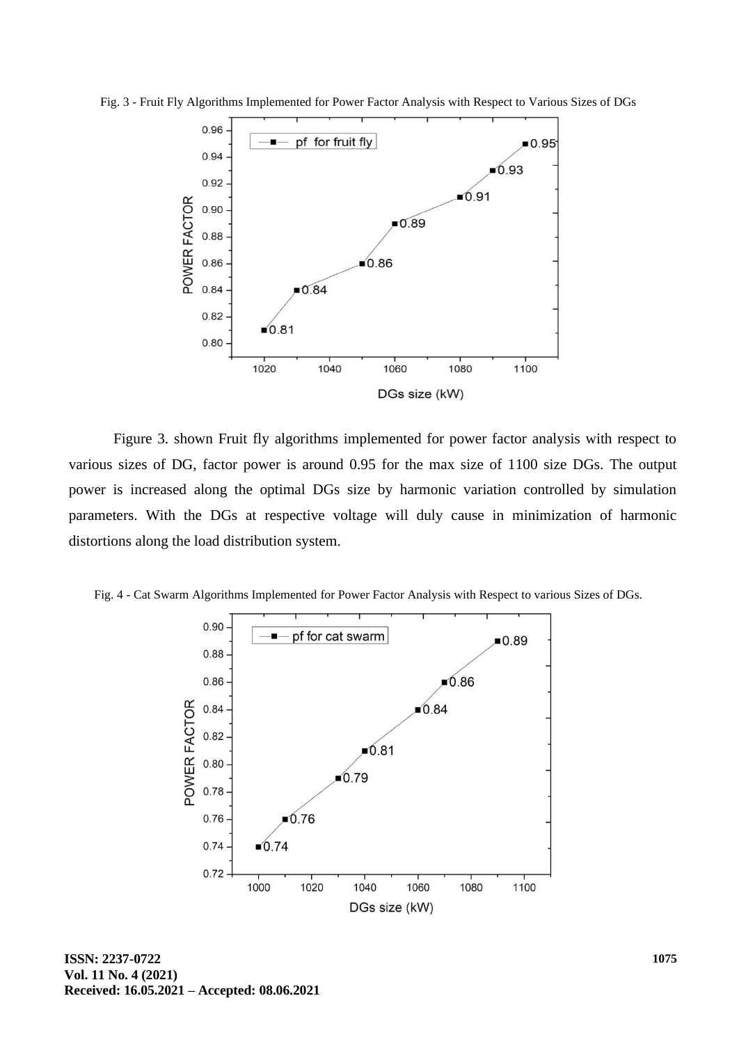Fig. 3 - Fruit Fly Algorithms Implemented for Power Factor Analysis with Respect to Various Sizes of DGs

Figure 3. shown Fruit fly algorithms implemented for power factor analysis with respect to various sizes of DG, factor power is around 0.95 for the max size of 1100 size DGs. The output power is increased along the optimal DGs size by harmonic variation controlled by simulation parameters. With the DGs at respective voltage will duly cause in minimization of harmonic distortions along the load distribution system.

Fig. 4 - Cat Swarm Algorithms Implemented for Power Factor Analysis with Respect to various Sizes of DGs.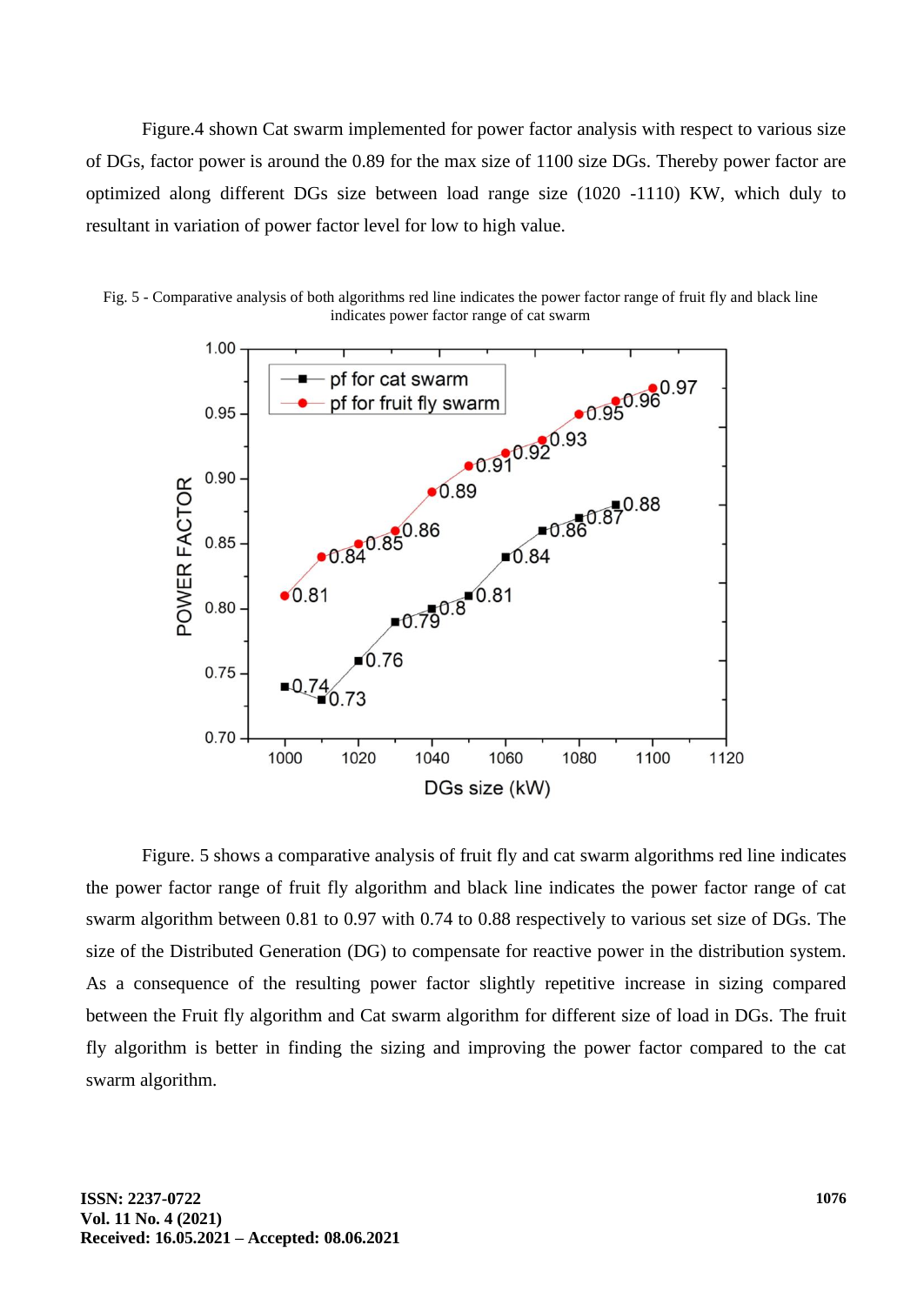Figure.4 shown Cat swarm implemented for power factor analysis with respect to various size of DGs, factor power is around the 0.89 for the max size of 1100 size DGs. Thereby power factor are optimized along different DGs size between load range size (1020 -1110) KW, which duly to resultant in variation of power factor level for low to high value.

Fig. 5 - Comparative analysis of both algorithms red line indicates the power factor range of fruit fly and black line indicates power factor range of cat swarm

Figure. 5 shows a comparative analysis of fruit fly and cat swarm algorithms red line indicates the power factor range of fruit fly algorithm and black line indicates the power factor range of cat swarm algorithm between 0.81 to 0.97 with 0.74 to 0.88 respectively to various set size of DGs. The size of the Distributed Generation (DG) to compensate for reactive power in the distribution system. As a consequence of the resulting power factor slightly repetitive increase in sizing compared between the Fruit fly algorithm and Cat swarm algorithm for different size of load in DGs. The fruit fly algorithm is better in finding the sizing and improving the power factor compared to the cat swarm algorithm.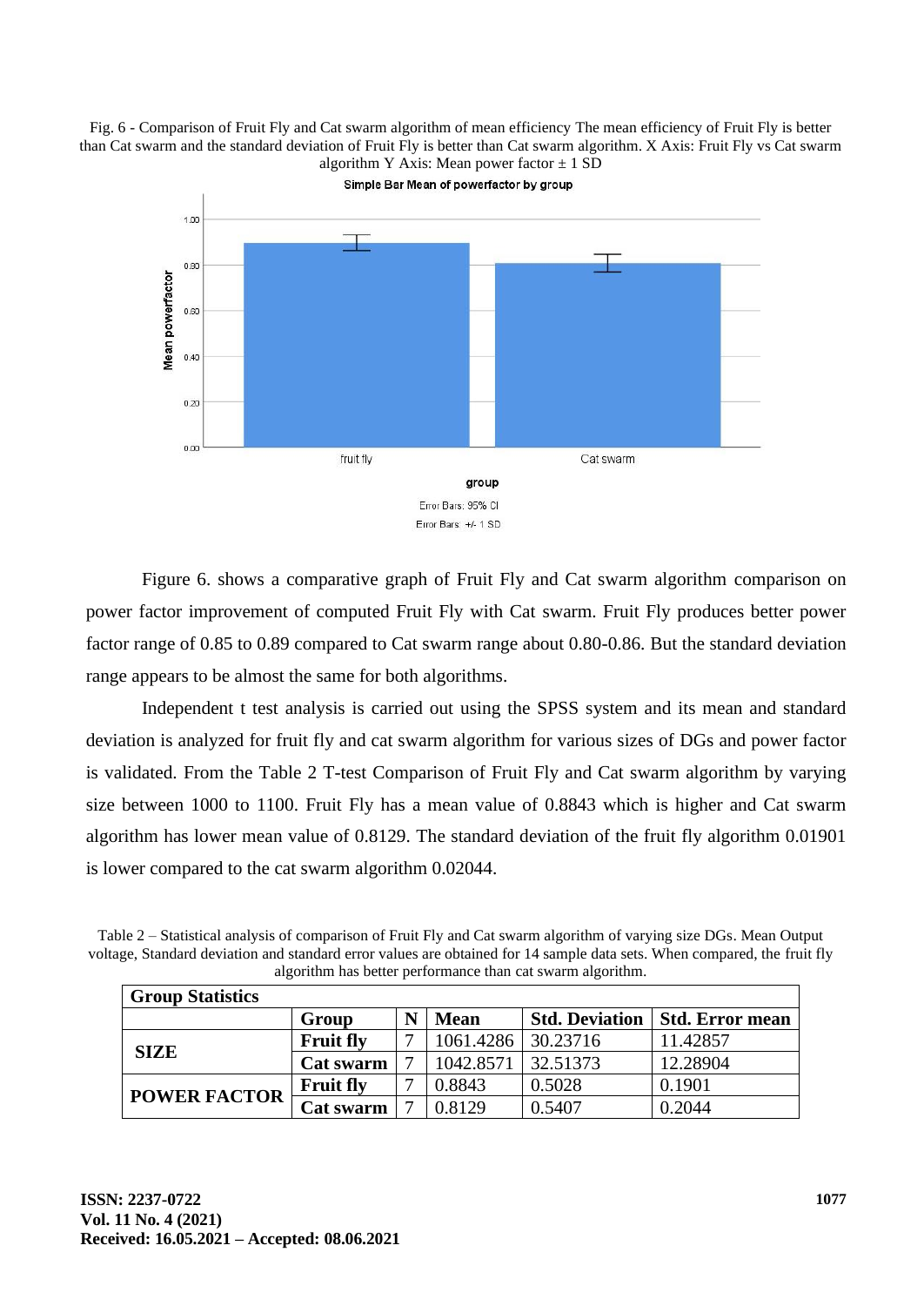Fig. 6 - Comparison of Fruit Fly and Cat swarm algorithm of mean efficiency The mean efficiency of Fruit Fly is better than Cat swarm and the standard deviation of Fruit Fly is better than Cat swarm algorithm. X Axis: Fruit Fly vs Cat swarm algorithm Y Axis: Mean power factor ± 1 SD

Simple Bar Mean of powerfactor by group

Error Bars: 95% CI

Error Bars: +/- 1 SD

Figure 6. shows a comparative graph of Fruit Fly and Cat swarm algorithm comparison on power factor improvement of computed Fruit Fly with Cat swarm. Fruit Fly produces better power factor range of 0.85 to 0.89 compared to Cat swarm range about 0.80-0.86. But the standard deviation range appears to be almost the same for both algorithms.

Independent t test analysis is carried out using the SPSS system and its mean and standard deviation is analyzed for fruit fly and cat swarm algorithm for various sizes of DGs and power factor is validated. From the Table 2 T-test Comparison of Fruit Fly and Cat swarm algorithm by varying size between 1000 to 1100. Fruit Fly has a mean value of 0.8843 which is higher and Cat swarm algorithm has lower mean value of 0.8129. The standard deviation of the fruit fly algorithm 0.01901 is lower compared to the cat swarm algorithm 0.02044.

Table 2 – Statistical analysis of comparison of Fruit Fly and Cat swarm algorithm of varying size DGs. Mean Output voltage, Standard deviation and standard error values are obtained for 14 sample data sets. When compared, the fruit fly algorithm has better performance than cat swarm algorithm.

| **Group Statistics** | | | | | |
|---|---|---|---|---|---|
| | **Group** | **N** | **Mean** | **Std. Deviation** | **Std. Error mean** |
| **SIZE** | **Fruit fly** | 7 | 1061.4286 | 30.23716 | 11.42857 |
| | **Cat swarm** | 7 | 1042.8571 | 32.51373 | 12.28904 |
| **POWER FACTOR** | **Fruit fly** | 7 | 0.8843 | 0.5028 | 0.1901 |
| | **Cat swarm** | 7 | 0.8129 | 0.5407 | 0.2044 |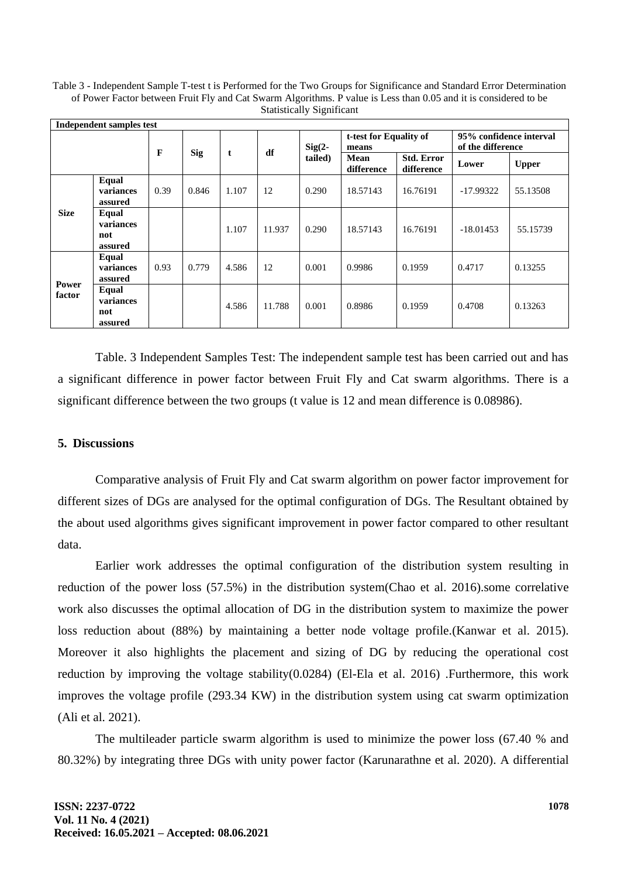Table 3 - Independent Sample T-test t is Performed for the Two Groups for Significance and Standard Error Determination of Power Factor between Fruit Fly and Cat Swarm Algorithms. P value is Less than 0.05 and it is considered to be Statistically Significant

| **Independent samples test** | | | | | | | | | | |
|---|---|---|---|---|---|---|---|---|---|---|
| | | **F** | **Sig** | **t** | **df** | **Sig(2-tailed)** | **t-test for Equality of means** | | **95% confidence interval of the difference** | |
| | | | | | | | **Mean difference** | **Std. Error difference** | **Lower** | **Upper** |
| **Size** | **Equal variances assured** | 0.39 | 0.846 | 1.107 | 12 | 0.290 | 18.57143 | 16.76191 | -17.99322 | 55.13508 |
| | **Equal variances not assured** | | | 1.107 | 11.937 | 0.290 | 18.57143 | 16.76191 | -18.01453 | 55.15739 |
| **Power factor** | **Equal variances assured** | 0.93 | 0.779 | 4.586 | 12 | 0.001 | 0.9986 | 0.1959 | 0.4717 | 0.13255 |
| | **Equal variances not assured** | | | 4.586 | 11.788 | 0.001 | 0.8986 | 0.1959 | 0.4708 | 0.13263 |

Table. 3 Independent Samples Test: The independent sample test has been carried out and has a significant difference in power factor between Fruit Fly and Cat swarm algorithms. There is a significant difference between the two groups (t value is 12 and mean difference is 0.08986).

## 5. Discussions

Comparative analysis of Fruit Fly and Cat swarm algorithm on power factor improvement for different sizes of DGs are analysed for the optimal configuration of DGs. The Resultant obtained by the about used algorithms gives significant improvement in power factor compared to other resultant data.

Earlier work addresses the optimal configuration of the distribution system resulting in reduction of the power loss (57.5%) in the distribution system(Chao et al. 2016).some correlative work also discusses the optimal allocation of DG in the distribution system to maximize the power loss reduction about (88%) by maintaining a better node voltage profile.(Kanwar et al. 2015). Moreover it also highlights the placement and sizing of DG by reducing the operational cost reduction by improving the voltage stability(0.0284) (El-Ela et al. 2016) .Furthermore, this work improves the voltage profile (293.34 KW) in the distribution system using cat swarm optimization (Ali et al. 2021).

The multileader particle swarm algorithm is used to minimize the power loss (67.40 % and 80.32%) by integrating three DGs with unity power factor (Karunarathne et al. 2020). A differential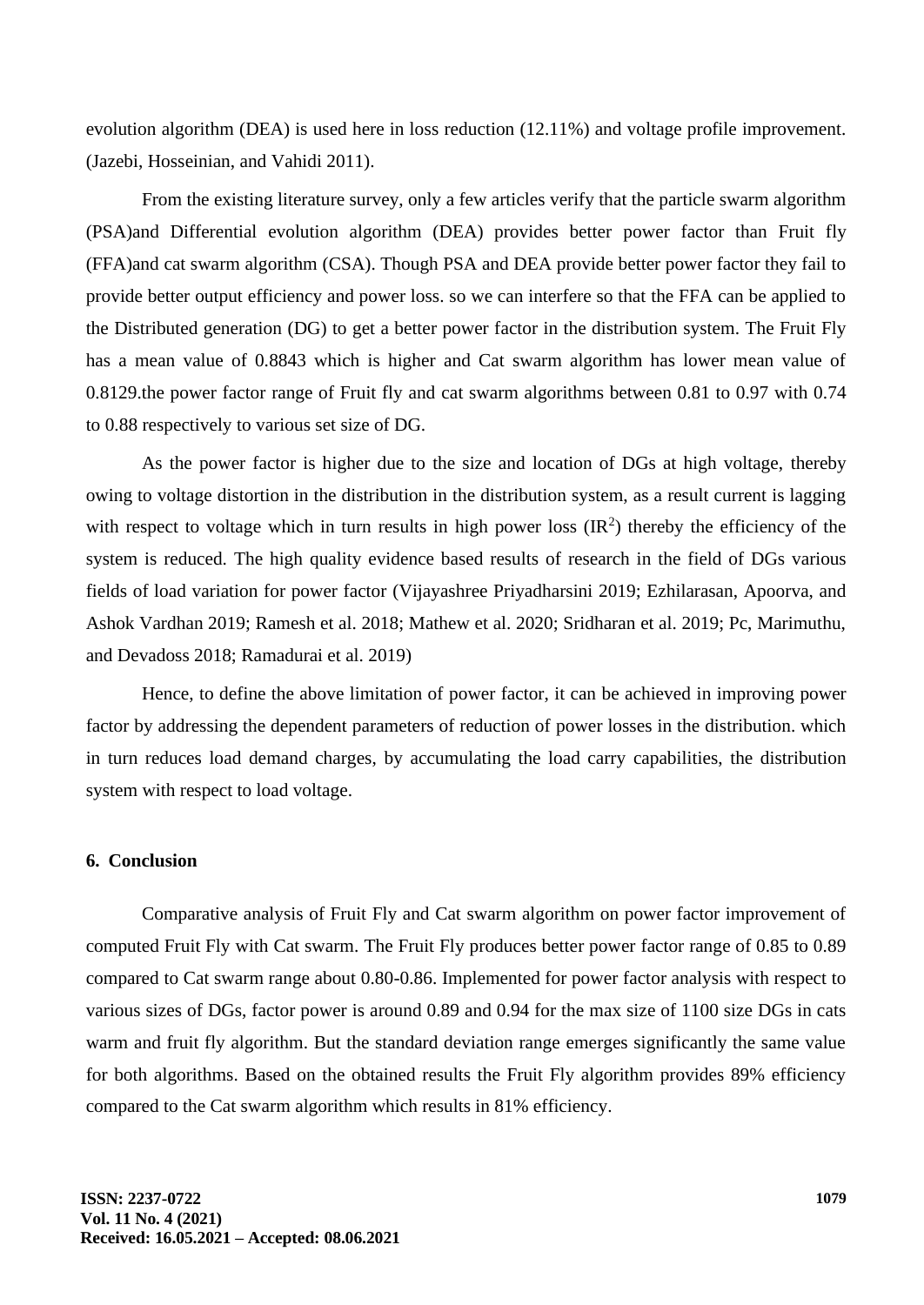evolution algorithm (DEA) is used here in loss reduction (12.11%) and voltage profile improvement. (Jazebi, Hosseinian, and Vahidi 2011).

From the existing literature survey, only a few articles verify that the particle swarm algorithm (PSA)and Differential evolution algorithm (DEA) provides better power factor than Fruit fly (FFA)and cat swarm algorithm (CSA). Though PSA and DEA provide better power factor they fail to provide better output efficiency and power loss. so we can interfere so that the FFA can be applied to the Distributed generation (DG) to get a better power factor in the distribution system. The Fruit Fly has a mean value of 0.8843 which is higher and Cat swarm algorithm has lower mean value of 0.8129.the power factor range of Fruit fly and cat swarm algorithms between 0.81 to 0.97 with 0.74 to 0.88 respectively to various set size of DG.

As the power factor is higher due to the size and location of DGs at high voltage, thereby owing to voltage distortion in the distribution in the distribution system, as a result current is lagging with respect to voltage which in turn results in high power loss ($IR^2$) thereby the efficiency of the system is reduced. The high quality evidence based results of research in the field of DGs various fields of load variation for power factor (Vijayashree Priyadharsini 2019; Ezhilarasan, Apoorva, and Ashok Vardhan 2019; Ramesh et al. 2018; Mathew et al. 2020; Sridharan et al. 2019; Pc, Marimuthu, and Devadoss 2018; Ramadurai et al. 2019)

Hence, to define the above limitation of power factor, it can be achieved in improving power factor by addressing the dependent parameters of reduction of power losses in the distribution. which in turn reduces load demand charges, by accumulating the load carry capabilities, the distribution system with respect to load voltage.

## 6. Conclusion

Comparative analysis of Fruit Fly and Cat swarm algorithm on power factor improvement of computed Fruit Fly with Cat swarm. The Fruit Fly produces better power factor range of 0.85 to 0.89 compared to Cat swarm range about 0.80-0.86. Implemented for power factor analysis with respect to various sizes of DGs, factor power is around 0.89 and 0.94 for the max size of 1100 size DGs in cats warm and fruit fly algorithm. But the standard deviation range emerges significantly the same value for both algorithms. Based on the obtained results the Fruit Fly algorithm provides 89% efficiency compared to the Cat swarm algorithm which results in 81% efficiency.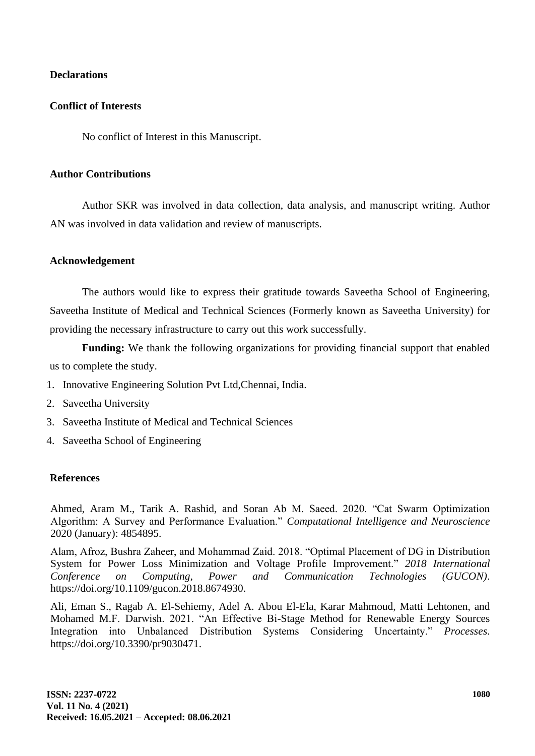## Declarations

### Conflict of Interests

No conflict of Interest in this Manuscript.

### Author Contributions

Author SKR was involved in data collection, data analysis, and manuscript writing. Author AN was involved in data validation and review of manuscripts.

### Acknowledgement

The authors would like to express their gratitude towards Saveetha School of Engineering, Saveetha Institute of Medical and Technical Sciences (Formerly known as Saveetha University) for providing the necessary infrastructure to carry out this work successfully.

**Funding:** We thank the following organizations for providing financial support that enabled us to complete the study.

1. Innovative Engineering Solution Pvt Ltd,Chennai, India.
2. Saveetha University
3. Saveetha Institute of Medical and Technical Sciences
4. Saveetha School of Engineering

## References

Ahmed, Aram M., Tarik A. Rashid, and Soran Ab M. Saeed. 2020. "Cat Swarm Optimization Algorithm: A Survey and Performance Evaluation." *Computational Intelligence and Neuroscience* 2020 (January): 4854895.

Alam, Afroz, Bushra Zaheer, and Mohammad Zaid. 2018. "Optimal Placement of DG in Distribution System for Power Loss Minimization and Voltage Profile Improvement." *2018 International Conference on Computing, Power and Communication Technologies (GUCON)*. https://doi.org/10.1109/gucon.2018.8674930.

Ali, Eman S., Ragab A. El-Sehiemy, Adel A. Abou El-Ela, Karar Mahmoud, Matti Lehtonen, and Mohamed M.F. Darwish. 2021. "An Effective Bi-Stage Method for Renewable Energy Sources Integration into Unbalanced Distribution Systems Considering Uncertainty." *Processes*. https://doi.org/10.3390/pr9030471.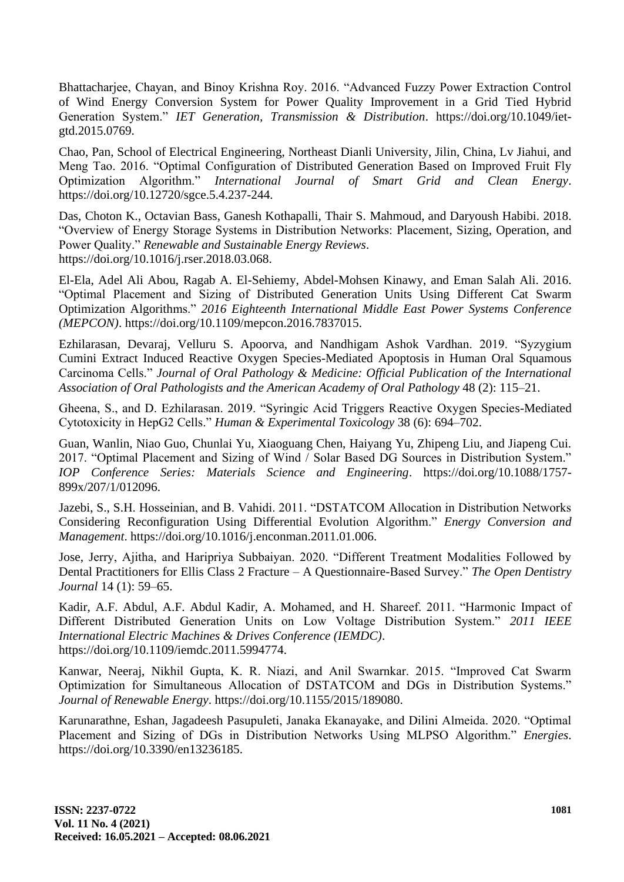Bhattacharjee, Chayan, and Binoy Krishna Roy. 2016. "Advanced Fuzzy Power Extraction Control of Wind Energy Conversion System for Power Quality Improvement in a Grid Tied Hybrid Generation System." *IET Generation, Transmission & Distribution*. https://doi.org/10.1049/iet-gtd.2015.0769.

Chao, Pan, School of Electrical Engineering, Northeast Dianli University, Jilin, China, Lv Jiahui, and Meng Tao. 2016. "Optimal Configuration of Distributed Generation Based on Improved Fruit Fly Optimization Algorithm." *International Journal of Smart Grid and Clean Energy*. https://doi.org/10.12720/sgce.5.4.237-244.

Das, Choton K., Octavian Bass, Ganesh Kothapalli, Thair S. Mahmoud, and Daryoush Habibi. 2018. "Overview of Energy Storage Systems in Distribution Networks: Placement, Sizing, Operation, and Power Quality." *Renewable and Sustainable Energy Reviews*. https://doi.org/10.1016/j.rser.2018.03.068.

El-Ela, Adel Ali Abou, Ragab A. El-Sehiemy, Abdel-Mohsen Kinawy, and Eman Salah Ali. 2016. "Optimal Placement and Sizing of Distributed Generation Units Using Different Cat Swarm Optimization Algorithms." *2016 Eighteenth International Middle East Power Systems Conference (MEPCON)*. https://doi.org/10.1109/mepcon.2016.7837015.

Ezhilarasan, Devaraj, Velluru S. Apoorva, and Nandhigam Ashok Vardhan. 2019. "Syzygium Cumini Extract Induced Reactive Oxygen Species-Mediated Apoptosis in Human Oral Squamous Carcinoma Cells." *Journal of Oral Pathology & Medicine: Official Publication of the International Association of Oral Pathologists and the American Academy of Oral Pathology* 48 (2): 115–21.

Gheena, S., and D. Ezhilarasan. 2019. "Syringic Acid Triggers Reactive Oxygen Species-Mediated Cytotoxicity in HepG2 Cells." *Human & Experimental Toxicology* 38 (6): 694–702.

Guan, Wanlin, Niao Guo, Chunlai Yu, Xiaoguang Chen, Haiyang Yu, Zhipeng Liu, and Jiapeng Cui. 2017. "Optimal Placement and Sizing of Wind / Solar Based DG Sources in Distribution System." *IOP Conference Series: Materials Science and Engineering*. https://doi.org/10.1088/1757-899x/207/1/012096.

Jazebi, S., S.H. Hosseinian, and B. Vahidi. 2011. "DSTATCOM Allocation in Distribution Networks Considering Reconfiguration Using Differential Evolution Algorithm." *Energy Conversion and Management*. https://doi.org/10.1016/j.enconman.2011.01.006.

Jose, Jerry, Ajitha, and Haripriya Subbaiyan. 2020. "Different Treatment Modalities Followed by Dental Practitioners for Ellis Class 2 Fracture – A Questionnaire-Based Survey." *The Open Dentistry Journal* 14 (1): 59–65.

Kadir, A.F. Abdul, A.F. Abdul Kadir, A. Mohamed, and H. Shareef. 2011. "Harmonic Impact of Different Distributed Generation Units on Low Voltage Distribution System." *2011 IEEE International Electric Machines & Drives Conference (IEMDC)*. https://doi.org/10.1109/iemdc.2011.5994774.

Kanwar, Neeraj, Nikhil Gupta, K. R. Niazi, and Anil Swarnkar. 2015. "Improved Cat Swarm Optimization for Simultaneous Allocation of DSTATCOM and DGs in Distribution Systems." *Journal of Renewable Energy*. https://doi.org/10.1155/2015/189080.

Karunarathne, Eshan, Jagadeesh Pasupuleti, Janaka Ekanayake, and Dilini Almeida. 2020. "Optimal Placement and Sizing of DGs in Distribution Networks Using MLPSO Algorithm." *Energies*. https://doi.org/10.3390/en13236185.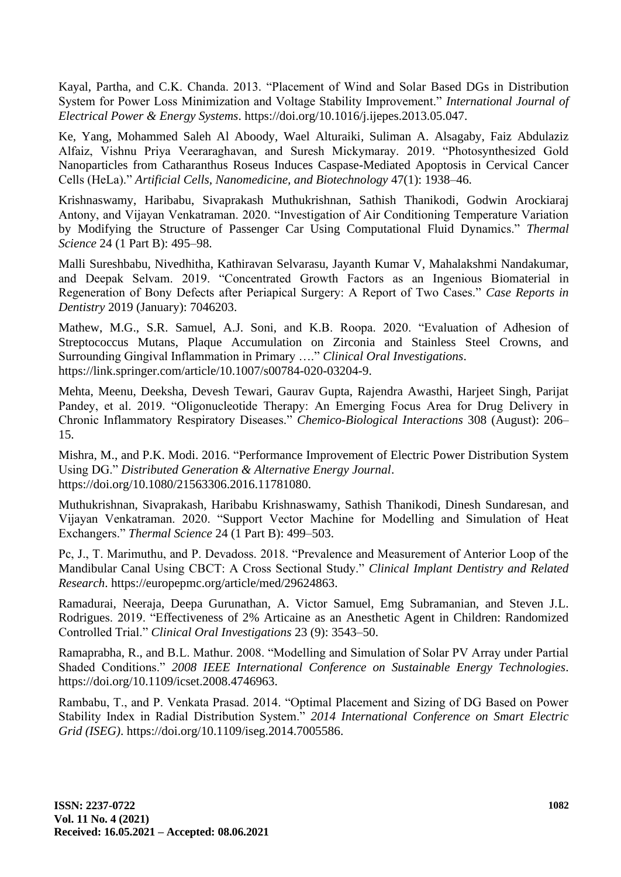Kayal, Partha, and C.K. Chanda. 2013. "Placement of Wind and Solar Based DGs in Distribution System for Power Loss Minimization and Voltage Stability Improvement." *International Journal of Electrical Power & Energy Systems*. https://doi.org/10.1016/j.ijepes.2013.05.047.

Ke, Yang, Mohammed Saleh Al Aboody, Wael Alturaiki, Suliman A. Alsagaby, Faiz Abdulaziz Alfaiz, Vishnu Priya Veeraraghavan, and Suresh Mickymaray. 2019. "Photosynthesized Gold Nanoparticles from Catharanthus Roseus Induces Caspase-Mediated Apoptosis in Cervical Cancer Cells (HeLa)." *Artificial Cells, Nanomedicine, and Biotechnology* 47(1): 1938–46.

Krishnaswamy, Haribabu, Sivaprakash Muthukrishnan, Sathish Thanikodi, Godwin Arockiaraj Antony, and Vijayan Venkatraman. 2020. "Investigation of Air Conditioning Temperature Variation by Modifying the Structure of Passenger Car Using Computational Fluid Dynamics." *Thermal Science* 24 (1 Part B): 495–98.

Malli Sureshbabu, Nivedhitha, Kathiravan Selvarasu, Jayanth Kumar V, Mahalakshmi Nandakumar, and Deepak Selvam. 2019. "Concentrated Growth Factors as an Ingenious Biomaterial in Regeneration of Bony Defects after Periapical Surgery: A Report of Two Cases." *Case Reports in Dentistry* 2019 (January): 7046203.

Mathew, M.G., S.R. Samuel, A.J. Soni, and K.B. Roopa. 2020. "Evaluation of Adhesion of Streptococcus Mutans, Plaque Accumulation on Zirconia and Stainless Steel Crowns, and Surrounding Gingival Inflammation in Primary …." *Clinical Oral Investigations*. https://link.springer.com/article/10.1007/s00784-020-03204-9.

Mehta, Meenu, Deeksha, Devesh Tewari, Gaurav Gupta, Rajendra Awasthi, Harjeet Singh, Parijat Pandey, et al. 2019. "Oligonucleotide Therapy: An Emerging Focus Area for Drug Delivery in Chronic Inflammatory Respiratory Diseases." *Chemico-Biological Interactions* 308 (August): 206–15.

Mishra, M., and P.K. Modi. 2016. "Performance Improvement of Electric Power Distribution System Using DG." *Distributed Generation & Alternative Energy Journal*. https://doi.org/10.1080/21563306.2016.11781080.

Muthukrishnan, Sivaprakash, Haribabu Krishnaswamy, Sathish Thanikodi, Dinesh Sundaresan, and Vijayan Venkatraman. 2020. "Support Vector Machine for Modelling and Simulation of Heat Exchangers." *Thermal Science* 24 (1 Part B): 499–503.

Pc, J., T. Marimuthu, and P. Devadoss. 2018. "Prevalence and Measurement of Anterior Loop of the Mandibular Canal Using CBCT: A Cross Sectional Study." *Clinical Implant Dentistry and Related Research*. https://europepmc.org/article/med/29624863.

Ramadurai, Neeraja, Deepa Gurunathan, A. Victor Samuel, Emg Subramanian, and Steven J.L. Rodrigues. 2019. "Effectiveness of 2% Articaine as an Anesthetic Agent in Children: Randomized Controlled Trial." *Clinical Oral Investigations* 23 (9): 3543–50.

Ramaprabha, R., and B.L. Mathur. 2008. "Modelling and Simulation of Solar PV Array under Partial Shaded Conditions." *2008 IEEE International Conference on Sustainable Energy Technologies*. https://doi.org/10.1109/icset.2008.4746963.

Rambabu, T., and P. Venkata Prasad. 2014. "Optimal Placement and Sizing of DG Based on Power Stability Index in Radial Distribution System." *2014 International Conference on Smart Electric Grid (ISEG)*. https://doi.org/10.1109/iseg.2014.7005586.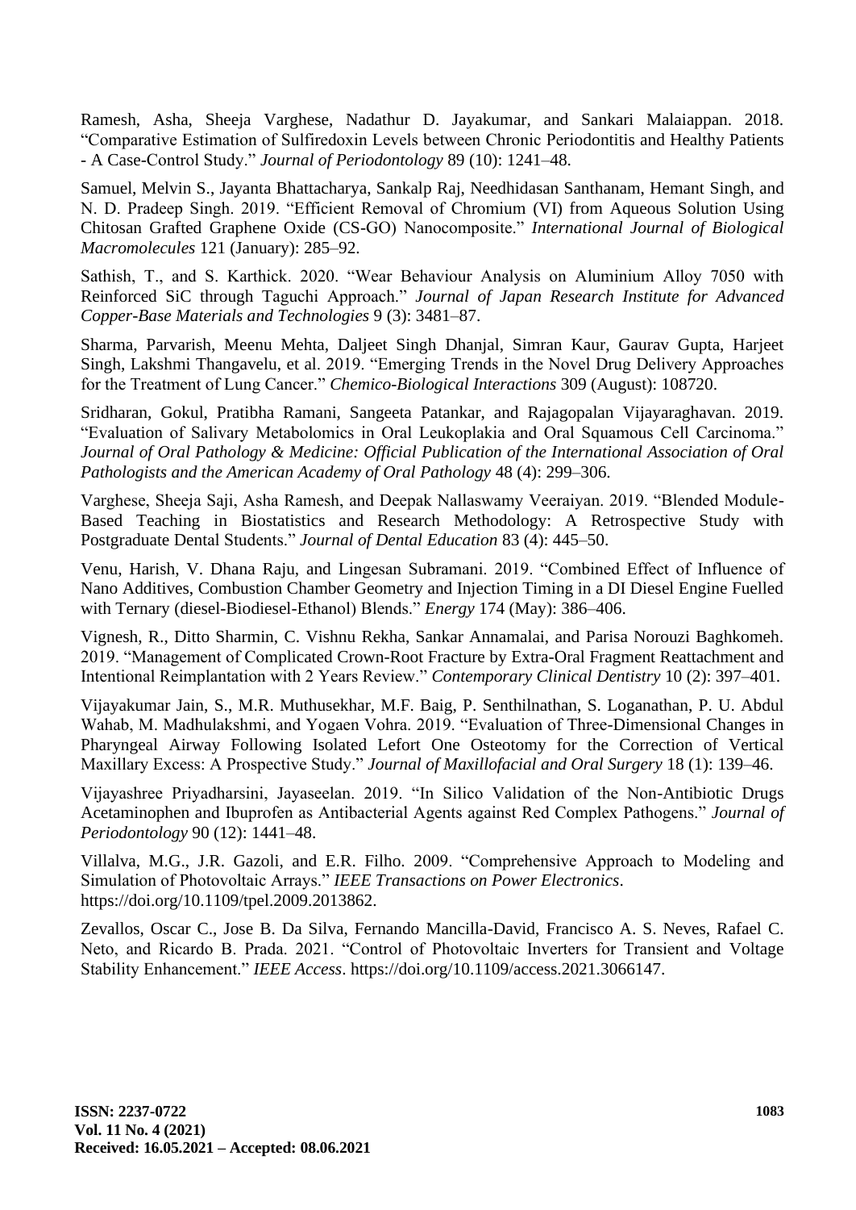Ramesh, Asha, Sheeja Varghese, Nadathur D. Jayakumar, and Sankari Malaiappan. 2018. "Comparative Estimation of Sulfiredoxin Levels between Chronic Periodontitis and Healthy Patients - A Case-Control Study." *Journal of Periodontology* 89 (10): 1241–48.

Samuel, Melvin S., Jayanta Bhattacharya, Sankalp Raj, Needhidasan Santhanam, Hemant Singh, and N. D. Pradeep Singh. 2019. "Efficient Removal of Chromium (VI) from Aqueous Solution Using Chitosan Grafted Graphene Oxide (CS-GO) Nanocomposite." *International Journal of Biological Macromolecules* 121 (January): 285–92.

Sathish, T., and S. Karthick. 2020. "Wear Behaviour Analysis on Aluminium Alloy 7050 with Reinforced SiC through Taguchi Approach." *Journal of Japan Research Institute for Advanced Copper-Base Materials and Technologies* 9 (3): 3481–87.

Sharma, Parvarish, Meenu Mehta, Daljeet Singh Dhanjal, Simran Kaur, Gaurav Gupta, Harjeet Singh, Lakshmi Thangavelu, et al. 2019. "Emerging Trends in the Novel Drug Delivery Approaches for the Treatment of Lung Cancer." *Chemico-Biological Interactions* 309 (August): 108720.

Sridharan, Gokul, Pratibha Ramani, Sangeeta Patankar, and Rajagopalan Vijayaraghavan. 2019. "Evaluation of Salivary Metabolomics in Oral Leukoplakia and Oral Squamous Cell Carcinoma." *Journal of Oral Pathology & Medicine: Official Publication of the International Association of Oral Pathologists and the American Academy of Oral Pathology* 48 (4): 299–306.

Varghese, Sheeja Saji, Asha Ramesh, and Deepak Nallaswamy Veeraiyan. 2019. "Blended Module-Based Teaching in Biostatistics and Research Methodology: A Retrospective Study with Postgraduate Dental Students." *Journal of Dental Education* 83 (4): 445–50.

Venu, Harish, V. Dhana Raju, and Lingesan Subramani. 2019. "Combined Effect of Influence of Nano Additives, Combustion Chamber Geometry and Injection Timing in a DI Diesel Engine Fuelled with Ternary (diesel-Biodiesel-Ethanol) Blends." *Energy* 174 (May): 386–406.

Vignesh, R., Ditto Sharmin, C. Vishnu Rekha, Sankar Annamalai, and Parisa Norouzi Baghkomeh. 2019. "Management of Complicated Crown-Root Fracture by Extra-Oral Fragment Reattachment and Intentional Reimplantation with 2 Years Review." *Contemporary Clinical Dentistry* 10 (2): 397–401.

Vijayakumar Jain, S., M.R. Muthusekhar, M.F. Baig, P. Senthilnathan, S. Loganathan, P. U. Abdul Wahab, M. Madhulakshmi, and Yogaen Vohra. 2019. "Evaluation of Three-Dimensional Changes in Pharyngeal Airway Following Isolated Lefort One Osteotomy for the Correction of Vertical Maxillary Excess: A Prospective Study." *Journal of Maxillofacial and Oral Surgery* 18 (1): 139–46.

Vijayashree Priyadharsini, Jayaseelan. 2019. "In Silico Validation of the Non-Antibiotic Drugs Acetaminophen and Ibuprofen as Antibacterial Agents against Red Complex Pathogens." *Journal of Periodontology* 90 (12): 1441–48.

Villalva, M.G., J.R. Gazoli, and E.R. Filho. 2009. "Comprehensive Approach to Modeling and Simulation of Photovoltaic Arrays." *IEEE Transactions on Power Electronics*. https://doi.org/10.1109/tpel.2009.2013862.

Zevallos, Oscar C., Jose B. Da Silva, Fernando Mancilla-David, Francisco A. S. Neves, Rafael C. Neto, and Ricardo B. Prada. 2021. "Control of Photovoltaic Inverters for Transient and Voltage Stability Enhancement." *IEEE Access*. https://doi.org/10.1109/access.2021.3066147.